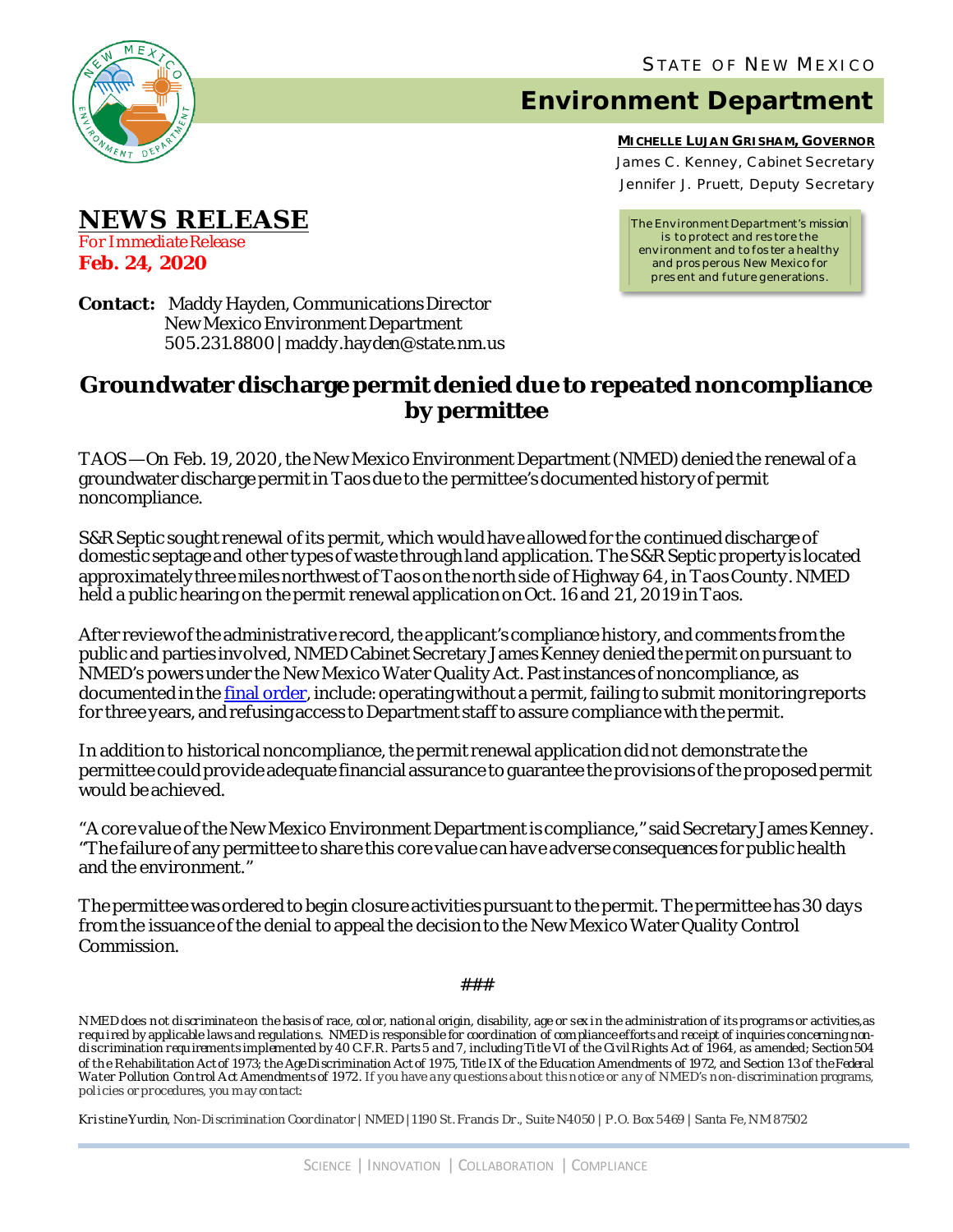STATE OF NEW MEXICO

# Environment Department

**MICHELLE LUJAN GRISHAM, GOVERNOR**
James C. Kenney, Cabinet Secretary
Jennifer J. Pruett, Deputy Secretary

The Environment Department's mission is to protect and restore the environment and to foster a healthy and prosperous New Mexico for present and future generations.

# NEWS RELEASE

For Immediate Release
**Feb. 24, 2020**

**Contact:** Maddy Hayden, Communications Director
New Mexico Environment Department
505.231.8800 | maddy.hayden@state.nm.us

## Groundwater discharge permit denied due to repeated noncompliance by permittee

TAOS—On Feb. 19, 2020, the New Mexico Environment Department (NMED) denied the renewal of a groundwater discharge permit in Taos due to the permittee's documented history of permit noncompliance.

S&R Septic sought renewal of its permit, which would have allowed for the continued discharge of domestic septage and other types of waste through land application. The S&R Septic property is located approximately three miles northwest of Taos on the north side of Highway 64, in Taos County. NMED held a public hearing on the permit renewal application on Oct. 16 and 21, 2019 in Taos.

After review of the administrative record, the applicant's compliance history, and comments from the public and parties involved, NMED Cabinet Secretary James Kenney denied the permit on pursuant to NMED's powers under the New Mexico Water Quality Act. Past instances of noncompliance, as documented in the final order, include: operating without a permit, failing to submit monitoring reports for three years, and refusing access to Department staff to assure compliance with the permit.

In addition to historical noncompliance, the permit renewal application did not demonstrate the permittee could provide adequate financial assurance to guarantee the provisions of the proposed permit would be achieved.

"A core value of the New Mexico Environment Department is compliance," said Secretary James Kenney. "The failure of any permittee to share this core value can have adverse consequences for public health and the environment."

The permittee was ordered to begin closure activities pursuant to the permit. The permittee has 30 days from the issuance of the denial to appeal the decision to the New Mexico Water Quality Control Commission.

###

NMED does not discriminate on the basis of race, color, national origin, disability, age or sex in the administration of its programs or activities, as required by applicable laws and regulations. NMED is responsible for coordination of compliance efforts and receipt of inquiries concerning non-discrimination requirements implemented by 40 C.F.R. Parts 5 and 7, including Title VI of the Civil Rights Act of 1964, as amended; Section 504 of the Rehabilitation Act of 1973; the Age Discrimination Act of 1975, Title IX of the Education Amendments of 1972, and Section 13 of the Federal Water Pollution Control Act Amendments of 1972. If you have any questions about this notice or any of NMED's non-discrimination programs, policies or procedures, you may contact:

Kristine Yurdin, Non-Discrimination Coordinator | NMED | 1190 St. Francis Dr., Suite N4050 | P.O. Box 5469 | Santa Fe, NM 87502

SCIENCE | INNOVATION | COLLABORATION | COMPLIANCE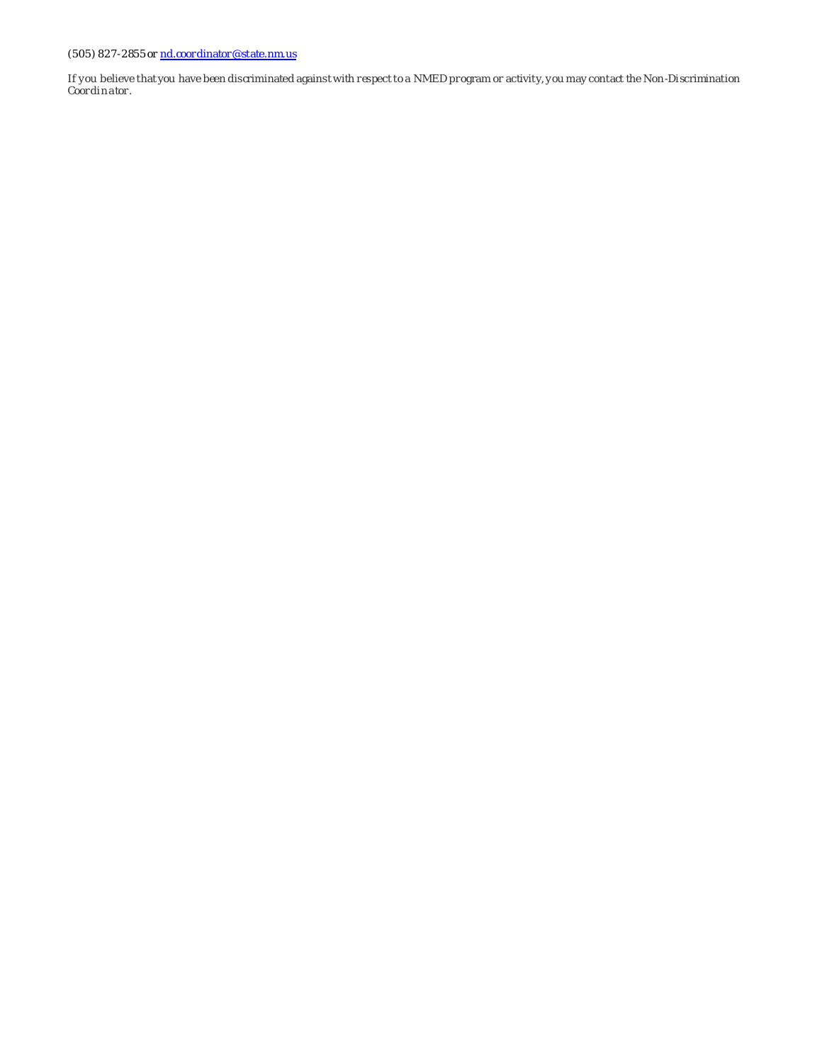(505) 827-2855 or nd.coordinator@state.nm.us

*If you believe that you have been discriminated against with respect to a NMED program or activity, you may contact the Non-Discrimination Coordinator.*